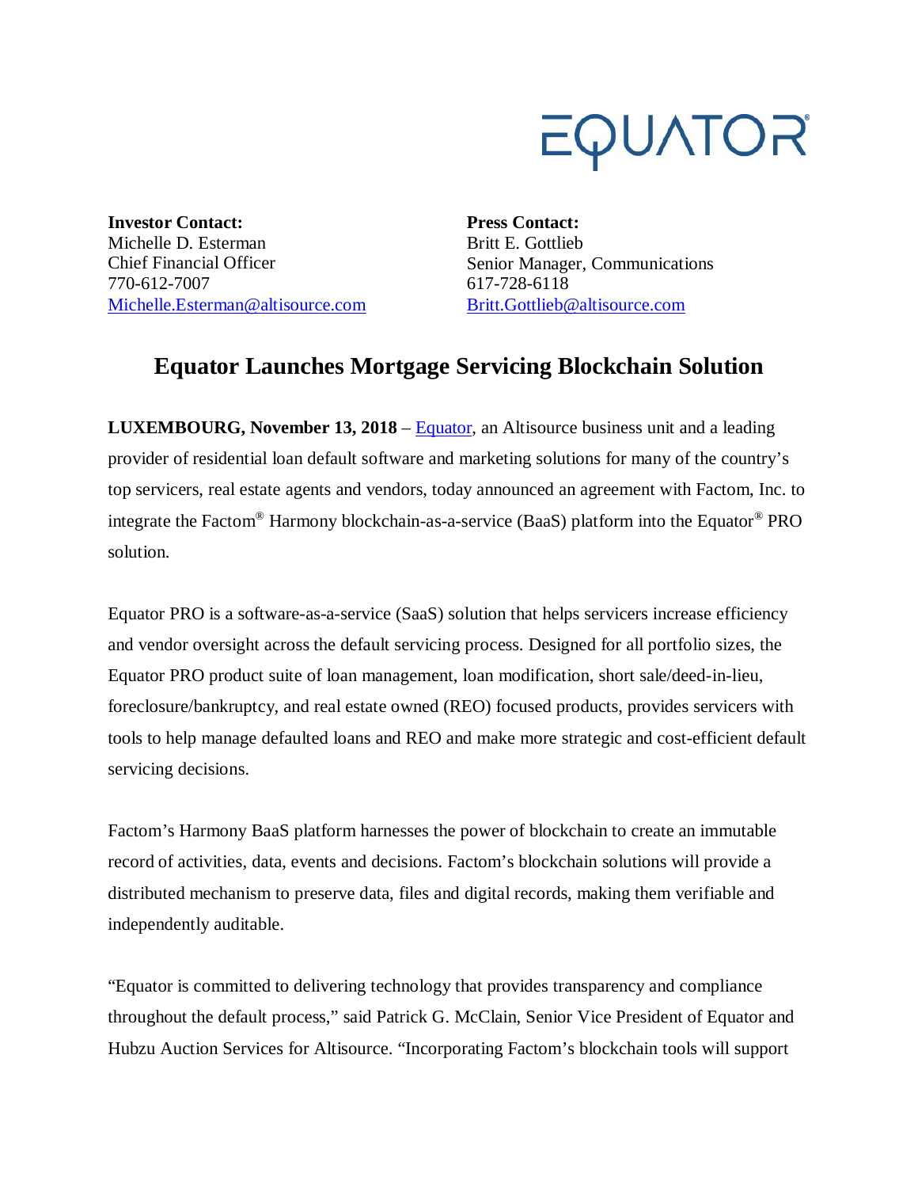EQUATOR®

**Investor Contact:**
Michelle D. Esterman
Chief Financial Officer
770-612-7007
Michelle.Esterman@altisource.com

**Press Contact:**
Britt E. Gottlieb
Senior Manager, Communications
617-728-6118
Britt.Gottlieb@altisource.com

# Equator Launches Mortgage Servicing Blockchain Solution

**LUXEMBOURG, November 13, 2018** – Equator, an Altisource business unit and a leading provider of residential loan default software and marketing solutions for many of the country's top servicers, real estate agents and vendors, today announced an agreement with Factom, Inc. to integrate the Factom® Harmony blockchain-as-a-service (BaaS) platform into the Equator® PRO solution.

Equator PRO is a software-as-a-service (SaaS) solution that helps servicers increase efficiency and vendor oversight across the default servicing process. Designed for all portfolio sizes, the Equator PRO product suite of loan management, loan modification, short sale/deed-in-lieu, foreclosure/bankruptcy, and real estate owned (REO) focused products, provides servicers with tools to help manage defaulted loans and REO and make more strategic and cost-efficient default servicing decisions.

Factom's Harmony BaaS platform harnesses the power of blockchain to create an immutable record of activities, data, events and decisions. Factom's blockchain solutions will provide a distributed mechanism to preserve data, files and digital records, making them verifiable and independently auditable.

"Equator is committed to delivering technology that provides transparency and compliance throughout the default process," said Patrick G. McClain, Senior Vice President of Equator and Hubzu Auction Services for Altisource. "Incorporating Factom's blockchain tools will support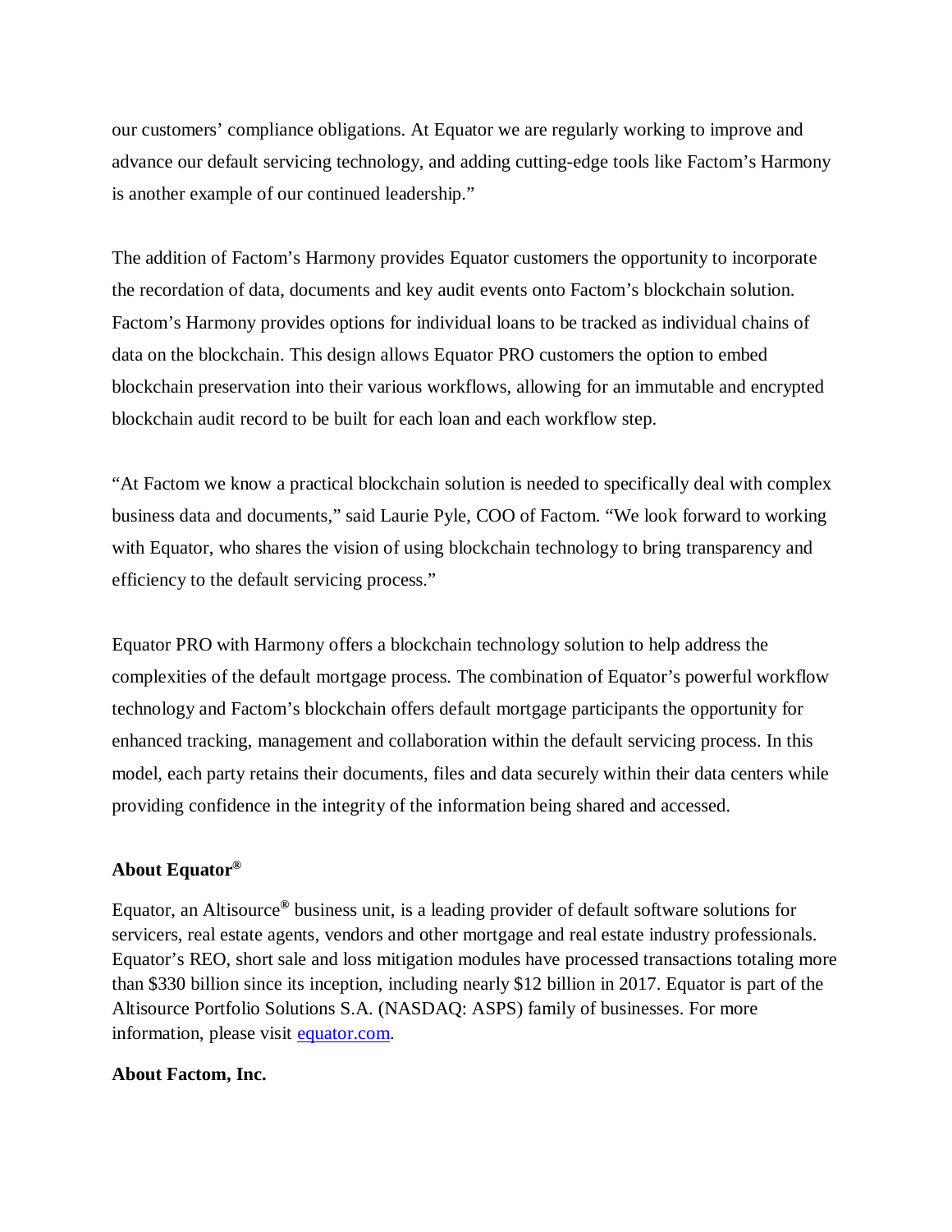our customers' compliance obligations. At Equator we are regularly working to improve and advance our default servicing technology, and adding cutting-edge tools like Factom's Harmony is another example of our continued leadership."

The addition of Factom's Harmony provides Equator customers the opportunity to incorporate the recordation of data, documents and key audit events onto Factom's blockchain solution. Factom's Harmony provides options for individual loans to be tracked as individual chains of data on the blockchain. This design allows Equator PRO customers the option to embed blockchain preservation into their various workflows, allowing for an immutable and encrypted blockchain audit record to be built for each loan and each workflow step.

"At Factom we know a practical blockchain solution is needed to specifically deal with complex business data and documents," said Laurie Pyle, COO of Factom. "We look forward to working with Equator, who shares the vision of using blockchain technology to bring transparency and efficiency to the default servicing process."

Equator PRO with Harmony offers a blockchain technology solution to help address the complexities of the default mortgage process. The combination of Equator's powerful workflow technology and Factom's blockchain offers default mortgage participants the opportunity for enhanced tracking, management and collaboration within the default servicing process. In this model, each party retains their documents, files and data securely within their data centers while providing confidence in the integrity of the information being shared and accessed.

**About Equator®**

Equator, an Altisource® business unit, is a leading provider of default software solutions for servicers, real estate agents, vendors and other mortgage and real estate industry professionals. Equator's REO, short sale and loss mitigation modules have processed transactions totaling more than $330 billion since its inception, including nearly $12 billion in 2017. Equator is part of the Altisource Portfolio Solutions S.A. (NASDAQ: ASPS) family of businesses. For more information, please visit [equator.com](equator.com).

**About Factom, Inc.**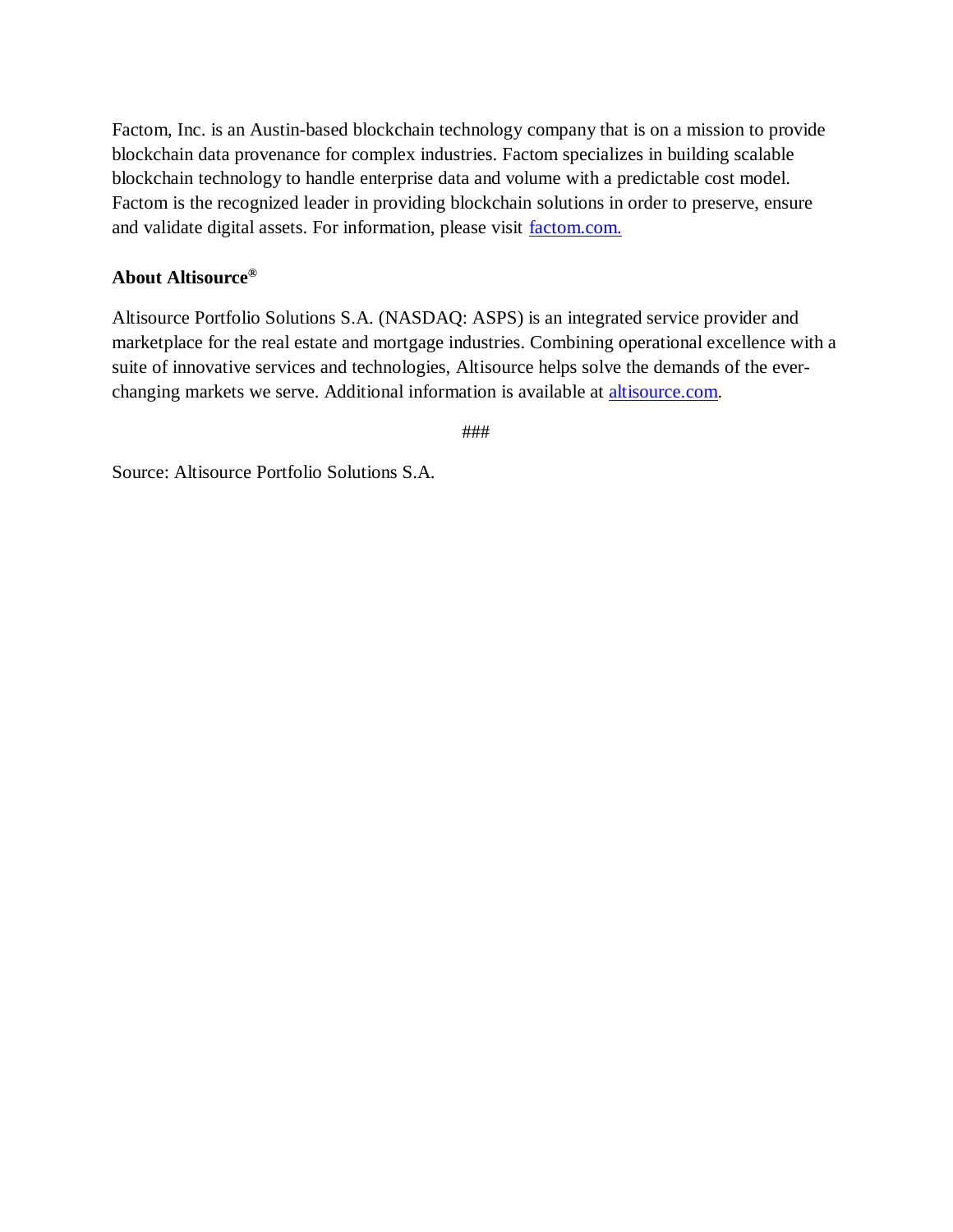Factom, Inc. is an Austin-based blockchain technology company that is on a mission to provide blockchain data provenance for complex industries. Factom specializes in building scalable blockchain technology to handle enterprise data and volume with a predictable cost model. Factom is the recognized leader in providing blockchain solutions in order to preserve, ensure and validate digital assets. For information, please visit factom.com.

**About Altisource®**

Altisource Portfolio Solutions S.A. (NASDAQ: ASPS) is an integrated service provider and marketplace for the real estate and mortgage industries. Combining operational excellence with a suite of innovative services and technologies, Altisource helps solve the demands of the ever-changing markets we serve. Additional information is available at altisource.com.

###

Source: Altisource Portfolio Solutions S.A.